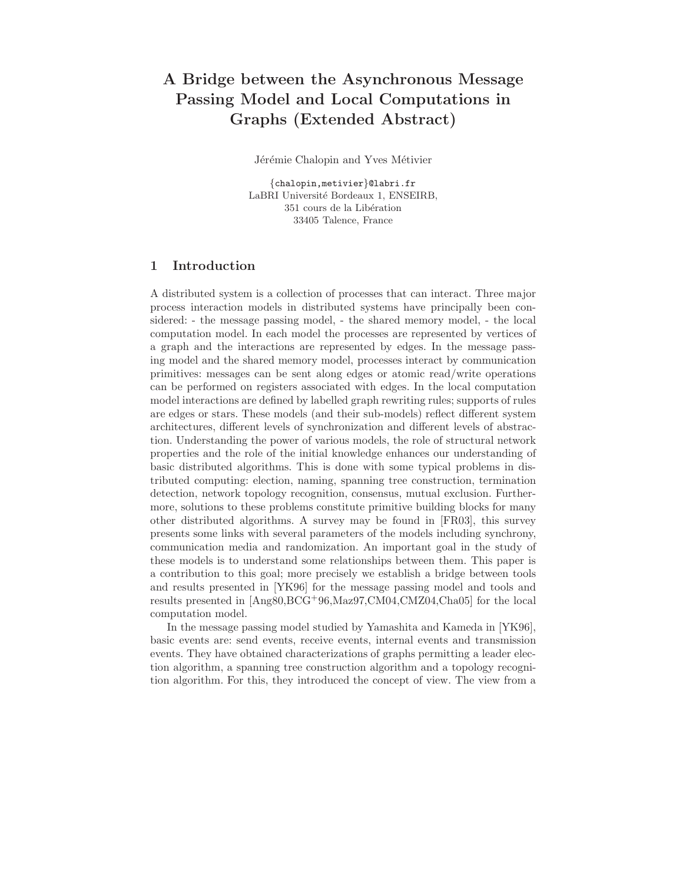# A Bridge between the Asynchronous Message Passing Model and Local Computations in Graphs (Extended Abstract)

Jérémie Chalopin and Yves Métivier

{chalopin,metivier}@labri.fr
LaBRI Université Bordeaux 1, ENSEIRB,
351 cours de la Libération
33405 Talence, France

## 1 Introduction

A distributed system is a collection of processes that can interact. Three major process interaction models in distributed systems have principally been considered: - the message passing model, - the shared memory model, - the local computation model. In each model the processes are represented by vertices of a graph and the interactions are represented by edges. In the message passing model and the shared memory model, processes interact by communication primitives: messages can be sent along edges or atomic read/write operations can be performed on registers associated with edges. In the local computation model interactions are defined by labelled graph rewriting rules; supports of rules are edges or stars. These models (and their sub-models) reflect different system architectures, different levels of synchronization and different levels of abstraction. Understanding the power of various models, the role of structural network properties and the role of the initial knowledge enhances our understanding of basic distributed algorithms. This is done with some typical problems in distributed computing: election, naming, spanning tree construction, termination detection, network topology recognition, consensus, mutual exclusion. Furthermore, solutions to these problems constitute primitive building blocks for many other distributed algorithms. A survey may be found in [FR03], this survey presents some links with several parameters of the models including synchrony, communication media and randomization. An important goal in the study of these models is to understand some relationships between them. This paper is a contribution to this goal; more precisely we establish a bridge between tools and results presented in [YK96] for the message passing model and tools and results presented in [Ang80,BCG+96,Maz97,CM04,CMZ04,Cha05] for the local computation model.

In the message passing model studied by Yamashita and Kameda in [YK96], basic events are: send events, receive events, internal events and transmission events. They have obtained characterizations of graphs permitting a leader election algorithm, a spanning tree construction algorithm and a topology recognition algorithm. For this, they introduced the concept of view. The view from a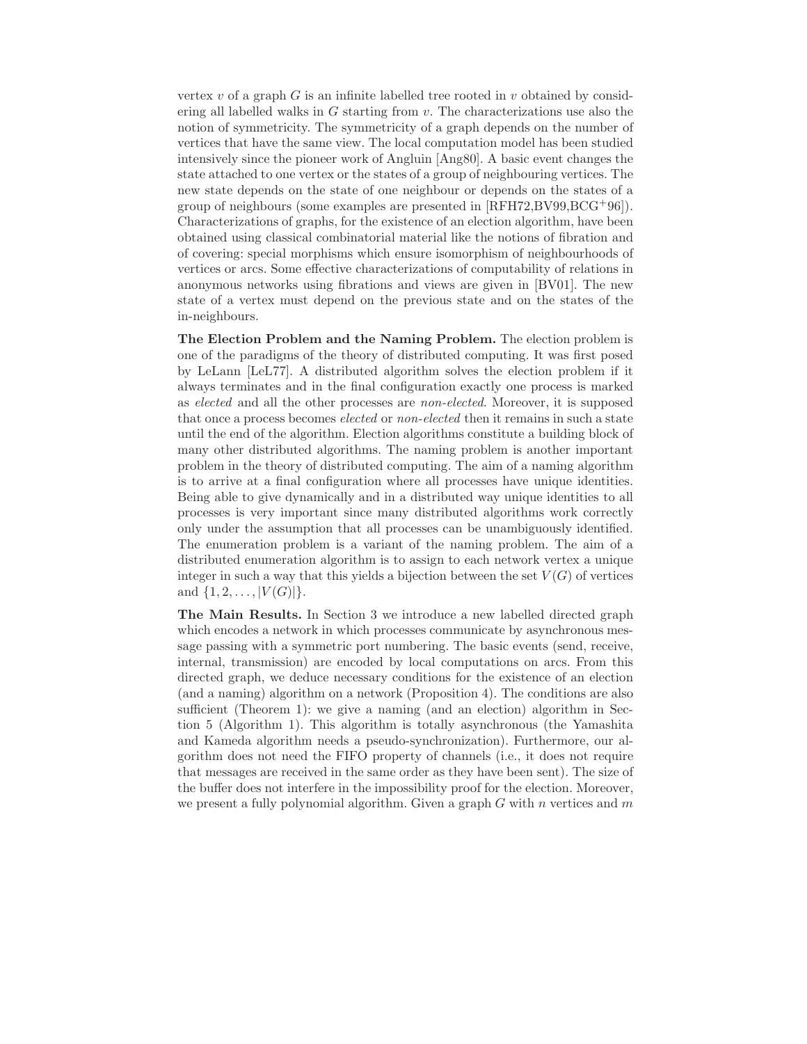vertex $v$ of a graph $G$ is an infinite labelled tree rooted in $v$ obtained by considering all labelled walks in $G$ starting from $v$. The characterizations use also the notion of symmetricity. The symmetricity of a graph depends on the number of vertices that have the same view. The local computation model has been studied intensively since the pioneer work of Angluin [Ang80]. A basic event changes the state attached to one vertex or the states of a group of neighbouring vertices. The new state depends on the state of one neighbour or depends on the states of a group of neighbours (some examples are presented in [RFH72,BV99,BCG+96]). Characterizations of graphs, for the existence of an election algorithm, have been obtained using classical combinatorial material like the notions of fibration and of covering: special morphisms which ensure isomorphism of neighbourhoods of vertices or arcs. Some effective characterizations of computability of relations in anonymous networks using fibrations and views are given in [BV01]. The new state of a vertex must depend on the previous state and on the states of the in-neighbours.

**The Election Problem and the Naming Problem.** The election problem is one of the paradigms of the theory of distributed computing. It was first posed by LeLann [LeL77]. A distributed algorithm solves the election problem if it always terminates and in the final configuration exactly one process is marked as *elected* and all the other processes are *non-elected*. Moreover, it is supposed that once a process becomes *elected* or *non-elected* then it remains in such a state until the end of the algorithm. Election algorithms constitute a building block of many other distributed algorithms. The naming problem is another important problem in the theory of distributed computing. The aim of a naming algorithm is to arrive at a final configuration where all processes have unique identities. Being able to give dynamically and in a distributed way unique identities to all processes is very important since many distributed algorithms work correctly only under the assumption that all processes can be unambiguously identified. The enumeration problem is a variant of the naming problem. The aim of a distributed enumeration algorithm is to assign to each network vertex a unique integer in such a way that this yields a bijection between the set $V(G)$ of vertices and $\{1, 2, \ldots, |V(G)|\}$.

**The Main Results.** In Section 3 we introduce a new labelled directed graph which encodes a network in which processes communicate by asynchronous message passing with a symmetric port numbering. The basic events (send, receive, internal, transmission) are encoded by local computations on arcs. From this directed graph, we deduce necessary conditions for the existence of an election (and a naming) algorithm on a network (Proposition 4). The conditions are also sufficient (Theorem 1): we give a naming (and an election) algorithm in Section 5 (Algorithm 1). This algorithm is totally asynchronous (the Yamashita and Kameda algorithm needs a pseudo-synchronization). Furthermore, our algorithm does not need the FIFO property of channels (i.e., it does not require that messages are received in the same order as they have been sent). The size of the buffer does not interfere in the impossibility proof for the election. Moreover, we present a fully polynomial algorithm. Given a graph $G$ with $n$ vertices and $m$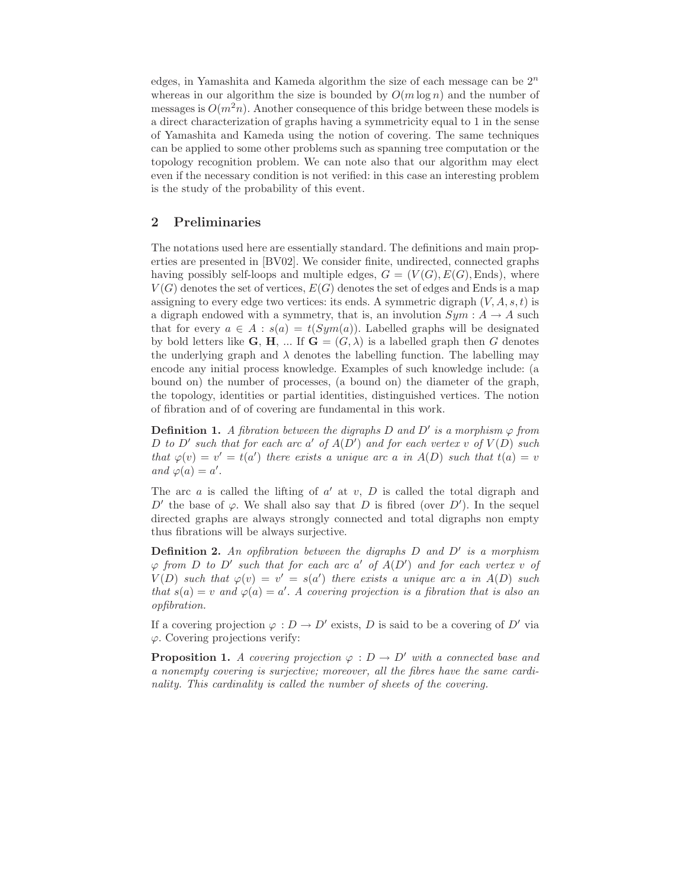edges, in Yamashita and Kameda algorithm the size of each message can be $2^n$ whereas in our algorithm the size is bounded by $O(m \log n)$ and the number of messages is $O(m^2 n)$. Another consequence of this bridge between these models is a direct characterization of graphs having a symmetricity equal to 1 in the sense of Yamashita and Kameda using the notion of covering. The same techniques can be applied to some other problems such as spanning tree computation or the topology recognition problem. We can note also that our algorithm may elect even if the necessary condition is not verified: in this case an interesting problem is the study of the probability of this event.

## 2 Preliminaries

The notations used here are essentially standard. The definitions and main properties are presented in [BV02]. We consider finite, undirected, connected graphs having possibly self-loops and multiple edges, $G = (V(G), E(G), \text{Ends})$, where $V(G)$ denotes the set of vertices, $E(G)$ denotes the set of edges and Ends is a map assigning to every edge two vertices: its ends. A symmetric digraph $(V, A, s, t)$ is a digraph endowed with a symmetry, that is, an involution $Sym : A \to A$ such that for every $a \in A : s(a) = t(Sym(a))$. Labelled graphs will be designated by bold letters like $\mathbf{G}$, $\mathbf{H}$, ... If $\mathbf{G} = (G, \lambda)$ is a labelled graph then $G$ denotes the underlying graph and $\lambda$ denotes the labelling function. The labelling may encode any initial process knowledge. Examples of such knowledge include: (a bound on) the number of processes, (a bound on) the diameter of the graph, the topology, identities or partial identities, distinguished vertices. The notion of fibration and of of covering are fundamental in this work.

**Definition 1.** *A fibration between the digraphs $D$ and $D'$ is a morphism $\varphi$ from $D$ to $D'$ such that for each arc $a'$ of $A(D')$ and for each vertex $v$ of $V(D)$ such that $\varphi(v) = v' = t(a')$ there exists a unique arc $a$ in $A(D)$ such that $t(a) = v$ and $\varphi(a) = a'$.*

The arc $a$ is called the lifting of $a'$ at $v$, $D$ is called the total digraph and $D'$ the base of $\varphi$. We shall also say that $D$ is fibred (over $D'$). In the sequel directed graphs are always strongly connected and total digraphs non empty thus fibrations will be always surjective.

**Definition 2.** *An opfibration between the digraphs $D$ and $D'$ is a morphism $\varphi$ from $D$ to $D'$ such that for each arc $a'$ of $A(D')$ and for each vertex $v$ of $V(D)$ such that $\varphi(v) = v' = s(a')$ there exists a unique arc $a$ in $A(D)$ such that $s(a) = v$ and $\varphi(a) = a'$. A covering projection is a fibration that is also an opfibration.*

If a covering projection $\varphi : D \to D'$ exists, $D$ is said to be a covering of $D'$ via $\varphi$. Covering projections verify:

**Proposition 1.** *A covering projection $\varphi : D \to D'$ with a connected base and a nonempty covering is surjective; moreover, all the fibres have the same cardinality. This cardinality is called the number of sheets of the covering.*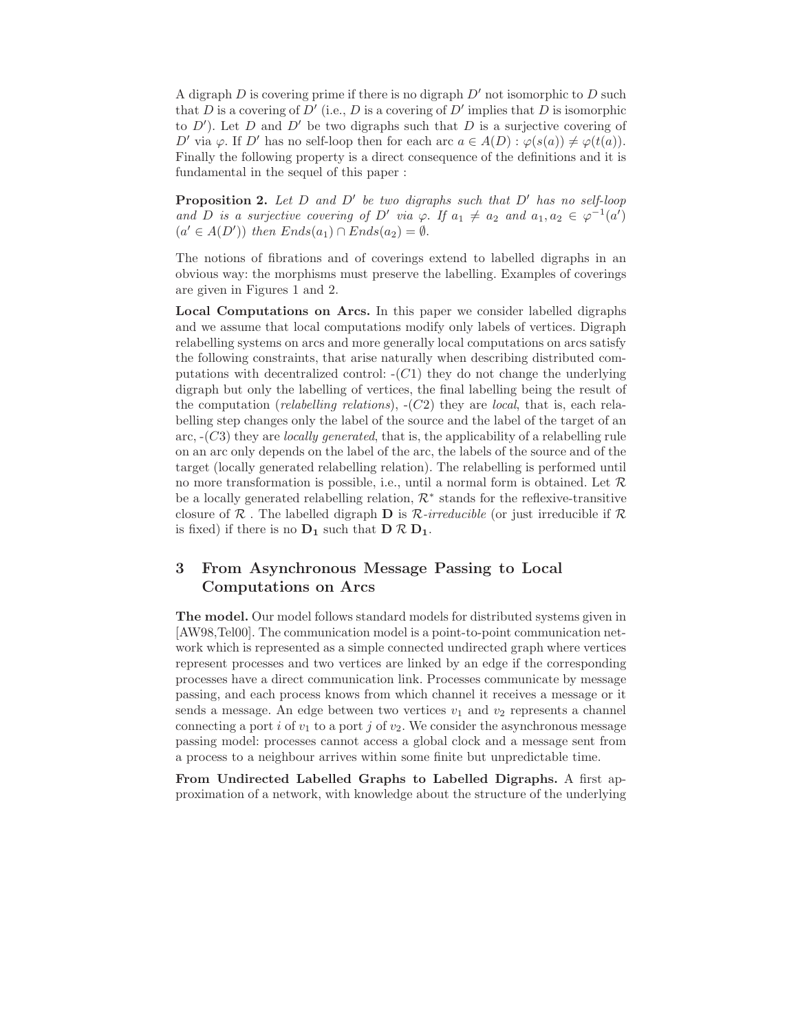A digraph $D$ is covering prime if there is no digraph $D'$ not isomorphic to $D$ such that $D$ is a covering of $D'$ (i.e., $D$ is a covering of $D'$ implies that $D$ is isomorphic to $D'$). Let $D$ and $D'$ be two digraphs such that $D$ is a surjective covering of $D'$ via $\varphi$. If $D'$ has no self-loop then for each arc $a \in A(D) : \varphi(s(a)) \neq \varphi(t(a))$. Finally the following property is a direct consequence of the definitions and it is fundamental in the sequel of this paper :

**Proposition 2.** *Let $D$ and $D'$ be two digraphs such that $D'$ has no self-loop and $D$ is a surjective covering of $D'$ via $\varphi$. If $a_1 \neq a_2$ and $a_1, a_2 \in \varphi^{-1}(a')$ $(a' \in A(D'))$ then $Ends(a_1) \cap Ends(a_2) = \emptyset$.*

The notions of fibrations and of coverings extend to labelled digraphs in an obvious way: the morphisms must preserve the labelling. Examples of coverings are given in Figures 1 and 2.

**Local Computations on Arcs.** In this paper we consider labelled digraphs and we assume that local computations modify only labels of vertices. Digraph relabelling systems on arcs and more generally local computations on arcs satisfy the following constraints, that arise naturally when describing distributed computations with decentralized control: -$(C1)$ they do not change the underlying digraph but only the labelling of vertices, the final labelling being the result of the computation (*relabelling relations*), -$(C2)$ they are *local*, that is, each relabelling step changes only the label of the source and the label of the target of an arc, -$(C3)$ they are *locally generated*, that is, the applicability of a relabelling rule on an arc only depends on the label of the arc, the labels of the source and of the target (locally generated relabelling relation). The relabelling is performed until no more transformation is possible, i.e., until a normal form is obtained. Let $\mathcal{R}$ be a locally generated relabelling relation, $\mathcal{R}^*$ stands for the reflexive-transitive closure of $\mathcal{R}$ . The labelled digraph $\mathbf{D}$ is $\mathcal{R}$*-irreducible* (or just irreducible if $\mathcal{R}$ is fixed) if there is no $\mathbf{D_1}$ such that $\mathbf{D} \; \mathcal{R} \; \mathbf{D_1}$.

## 3 From Asynchronous Message Passing to Local Computations on Arcs

**The model.** Our model follows standard models for distributed systems given in [AW98,Tel00]. The communication model is a point-to-point communication network which is represented as a simple connected undirected graph where vertices represent processes and two vertices are linked by an edge if the corresponding processes have a direct communication link. Processes communicate by message passing, and each process knows from which channel it receives a message or it sends a message. An edge between two vertices $v_1$ and $v_2$ represents a channel connecting a port $i$ of $v_1$ to a port $j$ of $v_2$. We consider the asynchronous message passing model: processes cannot access a global clock and a message sent from a process to a neighbour arrives within some finite but unpredictable time.

**From Undirected Labelled Graphs to Labelled Digraphs.** A first approximation of a network, with knowledge about the structure of the underlying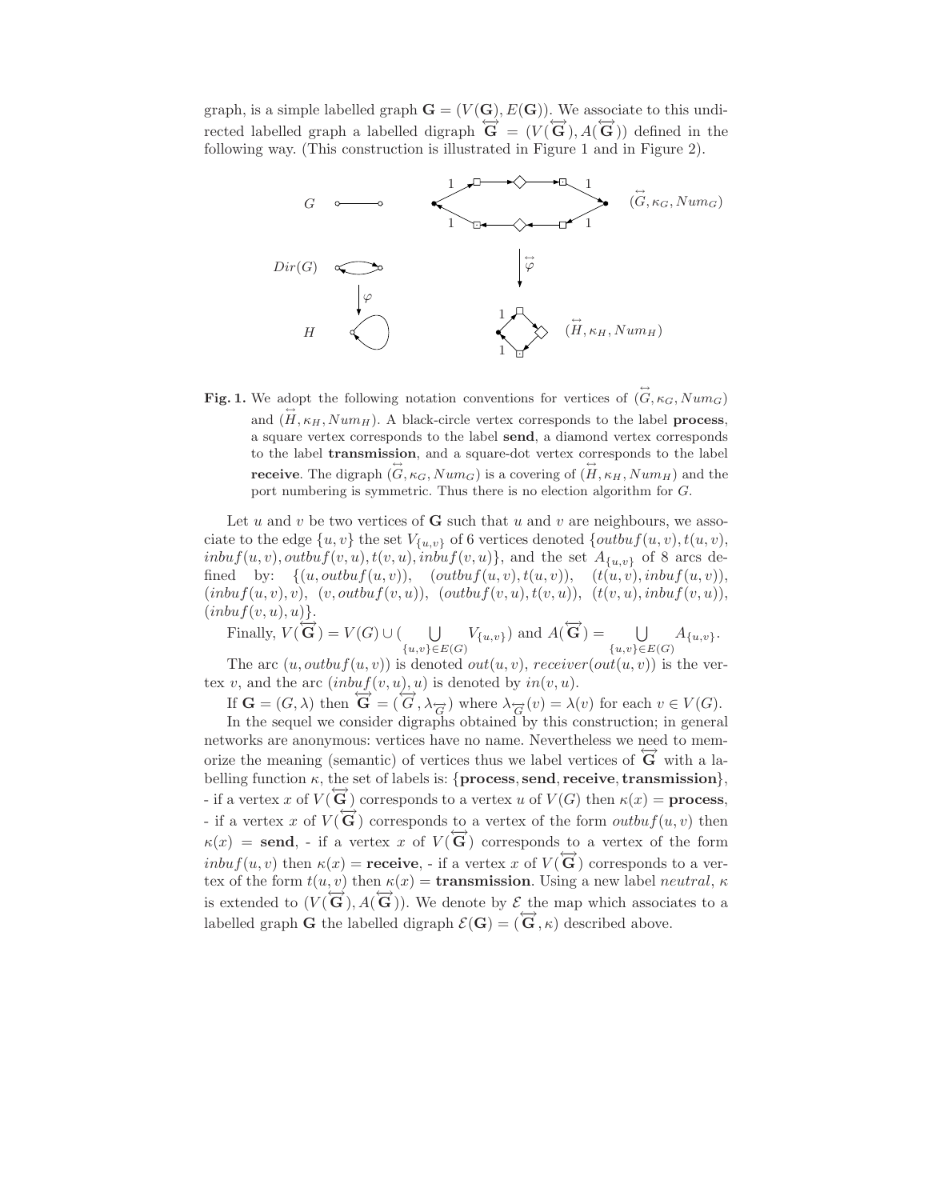graph, is a simple labelled graph $\mathbf{G} = (V(\mathbf{G}), E(\mathbf{G}))$. We associate to this undirected labelled graph a labelled digraph $\overleftrightarrow{\mathbf{G}} = (V(\overleftrightarrow{\mathbf{G}}), A(\overleftrightarrow{\mathbf{G}}))$ defined in the following way. (This construction is illustrated in Figure 1 and in Figure 2).

**Fig. 1.** We adopt the following notation conventions for vertices of $(\overleftrightarrow{G}, \kappa_G, Num_G)$ and $(\overleftrightarrow{H}, \kappa_H, Num_H)$. A black-circle vertex corresponds to the label **process**, a square vertex corresponds to the label **send**, a diamond vertex corresponds to the label **transmission**, and a square-dot vertex corresponds to the label **receive**. The digraph $(\overleftrightarrow{G}, \kappa_G, Num_G)$ is a covering of $(\overleftrightarrow{H}, \kappa_H, Num_H)$ and the port numbering is symmetric. Thus there is no election algorithm for $G$.

Let $u$ and $v$ be two vertices of $\mathbf{G}$ such that $u$ and $v$ are neighbours, we associate to the edge $\{u, v\}$ the set $V_{\{u,v\}}$ of 6 vertices denoted $\{outbuf(u, v), t(u, v), inbuf(u, v), outbuf(v, u), t(v, u), inbuf(v, u)\}$, and the set $A_{\{u,v\}}$ of 8 arcs defined by: $\{(u, outbuf(u, v)),\ (outbuf(u, v), t(u, v)),\ (t(u, v), inbuf(u, v)),\ (inbuf(u, v), v),\ (v, outbuf(v, u)),\ (outbuf(v, u), t(v, u)),\ (t(v, u), inbuf(v, u)),\ (inbuf(v, u), u)\}$.

Finally, $V(\overleftrightarrow{\mathbf{G}}) = V(G) \cup (\bigcup_{\{u,v\} \in E(G)} V_{\{u,v\}})$ and $A(\overleftrightarrow{\mathbf{G}}) = \bigcup_{\{u,v\} \in E(G)} A_{\{u,v\}}$.

The arc $(u, outbuf(u, v))$ is denoted $out(u, v)$, $receiver(out(u, v))$ is the vertex $v$, and the arc $(inbuf(v, u), u)$ is denoted by $in(v, u)$.

If $\mathbf{G} = (G, \lambda)$ then $\overleftrightarrow{\mathbf{G}} = (\overleftrightarrow{G}, \lambda_{\overleftrightarrow{G}})$ where $\lambda_{\overleftrightarrow{G}}(v) = \lambda(v)$ for each $v \in V(G)$.

In the sequel we consider digraphs obtained by this construction; in general networks are anonymous: vertices have no name. Nevertheless we need to memorize the meaning (semantic) of vertices thus we label vertices of $\overleftrightarrow{\mathbf{G}}$ with a labelling function $\kappa$, the set of labels is: $\{$**process**, **send**, **receive**, **transmission**$\}$,
- if a vertex $x$ of $V(\overleftrightarrow{\mathbf{G}})$ corresponds to a vertex $u$ of $V(G)$ then $\kappa(x) =$ **process**,
- if a vertex $x$ of $V(\overleftrightarrow{\mathbf{G}})$ corresponds to a vertex of the form $outbuf(u, v)$ then $\kappa(x) =$ **send**, - if a vertex $x$ of $V(\overleftrightarrow{\mathbf{G}})$ corresponds to a vertex of the form $inbuf(u, v)$ then $\kappa(x) =$ **receive**, - if a vertex $x$ of $V(\overleftrightarrow{\mathbf{G}})$ corresponds to a vertex of the form $t(u, v)$ then $\kappa(x) =$ **transmission**. Using a new label $neutral$, $\kappa$ is extended to $(V(\overleftrightarrow{\mathbf{G}}), A(\overleftrightarrow{\mathbf{G}}))$. We denote by $\mathcal{E}$ the map which associates to a labelled graph $\mathbf{G}$ the labelled digraph $\mathcal{E}(\mathbf{G}) = (\overleftrightarrow{\mathbf{G}}, \kappa)$ described above.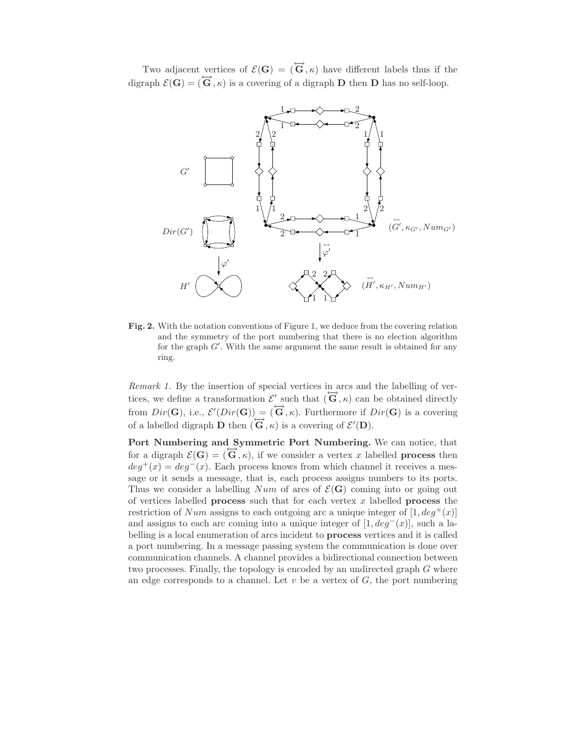Two adjacent vertices of $\mathcal{E}(\mathbf{G}) = (\overleftrightarrow{\mathbf{G}}, \kappa)$ have different labels thus if the digraph $\mathcal{E}(\mathbf{G}) = (\overleftrightarrow{\mathbf{G}}, \kappa)$ is a covering of a digraph $\mathbf{D}$ then $\mathbf{D}$ has no self-loop.

**Fig. 2.** With the notation conventions of Figure 1, we deduce from the covering relation and the symmetry of the port numbering that there is no election algorithm for the graph $G'$. With the same argument the same result is obtained for any ring.

*Remark 1.* By the insertion of special vertices in arcs and the labelling of vertices, we define a transformation $\mathcal{E}'$ such that $(\overleftrightarrow{\mathbf{G}}, \kappa)$ can be obtained directly from $Dir(\mathbf{G})$, i.e., $\mathcal{E}'(Dir(\mathbf{G})) = (\overleftrightarrow{\mathbf{G}}, \kappa)$. Furthermore if $Dir(\mathbf{G})$ is a covering of a labelled digraph $\mathbf{D}$ then $(\overleftrightarrow{\mathbf{G}}, \kappa)$ is a covering of $\mathcal{E}'(\mathbf{D})$.

**Port Numbering and Symmetric Port Numbering.** We can notice, that for a digraph $\mathcal{E}(\mathbf{G}) = (\overleftrightarrow{\mathbf{G}}, \kappa)$, if we consider a vertex $x$ labelled **process** then $deg^+(x) = deg^-(x)$. Each process knows from which channel it receives a message or it sends a message, that is, each process assigns numbers to its ports. Thus we consider a labelling $Num$ of arcs of $\mathcal{E}(\mathbf{G})$ coming into or going out of vertices labelled **process** such that for each vertex $x$ labelled **process** the restriction of $Num$ assigns to each outgoing arc a unique integer of $[1, deg^+(x)]$ and assigns to each arc coming into a unique integer of $[1, deg^-(x)]$, such a labelling is a local enumeration of arcs incident to **process** vertices and it is called a port numbering. In a message passing system the communication is done over communication channels. A channel provides a bidirectional connection between two processes. Finally, the topology is encoded by an undirected graph $G$ where an edge corresponds to a channel. Let $v$ be a vertex of $G$, the port numbering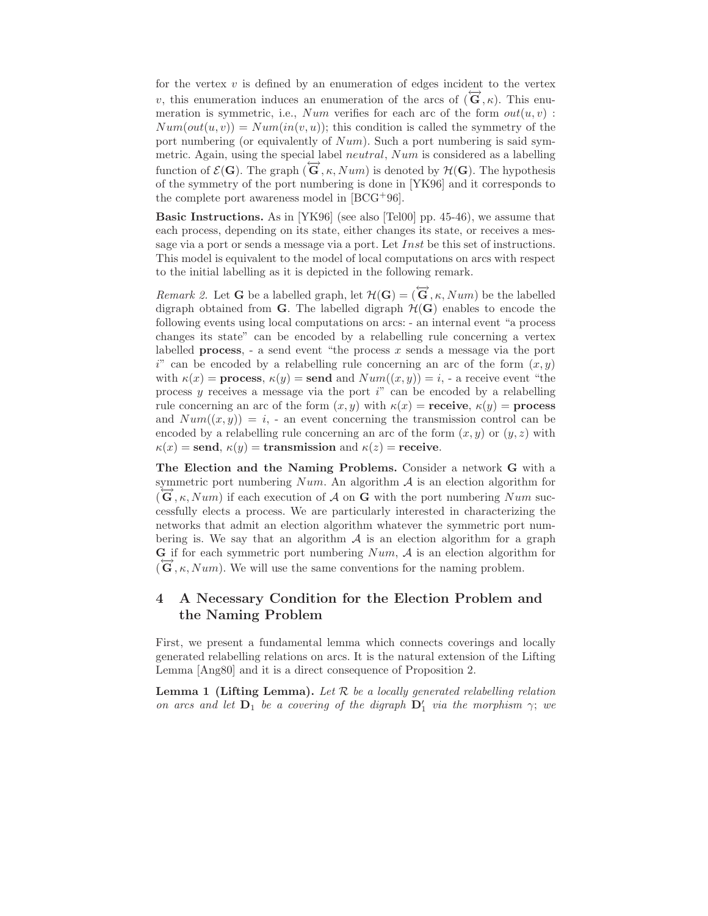for the vertex $v$ is defined by an enumeration of edges incident to the vertex $v$, this enumeration induces an enumeration of the arcs of $(\overleftrightarrow{\mathbf{G}}, \kappa)$. This enumeration is symmetric, i.e., $Num$ verifies for each arc of the form $out(u, v)$ : $Num(out(u, v)) = Num(in(v, u))$; this condition is called the symmetry of the port numbering (or equivalently of $Num$). Such a port numbering is said symmetric. Again, using the special label *neutral*, $Num$ is considered as a labelling function of $\mathcal{E}(\mathbf{G})$. The graph $(\overleftrightarrow{\mathbf{G}}, \kappa, Num)$ is denoted by $\mathcal{H}(\mathbf{G})$. The hypothesis of the symmetry of the port numbering is done in [YK96] and it corresponds to the complete port awareness model in [BCG+96].

**Basic Instructions.** As in [YK96] (see also [Tel00] pp. 45-46), we assume that each process, depending on its state, either changes its state, or receives a message via a port or sends a message via a port. Let $Inst$ be this set of instructions. This model is equivalent to the model of local computations on arcs with respect to the initial labelling as it is depicted in the following remark.

*Remark 2.* Let $\mathbf{G}$ be a labelled graph, let $\mathcal{H}(\mathbf{G}) = (\overleftrightarrow{\mathbf{G}}, \kappa, Num)$ be the labelled digraph obtained from $\mathbf{G}$. The labelled digraph $\mathcal{H}(\mathbf{G})$ enables to encode the following events using local computations on arcs: - an internal event "a process changes its state" can be encoded by a relabelling rule concerning a vertex labelled **process**, - a send event "the process $x$ sends a message via the port $i$" can be encoded by a relabelling rule concerning an arc of the form $(x, y)$ with $\kappa(x) = \textbf{process}$, $\kappa(y) = \textbf{send}$ and $Num((x, y)) = i$, - a receive event "the process $y$ receives a message via the port $i$" can be encoded by a relabelling rule concerning an arc of the form $(x, y)$ with $\kappa(x) = \textbf{receive}$, $\kappa(y) = \textbf{process}$ and $Num((x, y)) = i$, - an event concerning the transmission control can be encoded by a relabelling rule concerning an arc of the form $(x, y)$ or $(y, z)$ with $\kappa(x) = \textbf{send}$, $\kappa(y) = \textbf{transmission}$ and $\kappa(z) = \textbf{receive}$.

**The Election and the Naming Problems.** Consider a network $\mathbf{G}$ with a symmetric port numbering $Num$. An algorithm $\mathcal{A}$ is an election algorithm for $(\overleftrightarrow{\mathbf{G}}, \kappa, Num)$ if each execution of $\mathcal{A}$ on $\mathbf{G}$ with the port numbering $Num$ successfully elects a process. We are particularly interested in characterizing the networks that admit an election algorithm whatever the symmetric port numbering is. We say that an algorithm $\mathcal{A}$ is an election algorithm for a graph $\mathbf{G}$ if for each symmetric port numbering $Num$, $\mathcal{A}$ is an election algorithm for $(\overleftrightarrow{\mathbf{G}}, \kappa, Num)$. We will use the same conventions for the naming problem.

## 4 A Necessary Condition for the Election Problem and the Naming Problem

First, we present a fundamental lemma which connects coverings and locally generated relabelling relations on arcs. It is the natural extension of the Lifting Lemma [Ang80] and it is a direct consequence of Proposition 2.

**Lemma 1 (Lifting Lemma).** *Let $\mathcal{R}$ be a locally generated relabelling relation on arcs and let $\mathbf{D}_1$ be a covering of the digraph $\mathbf{D}_1'$ via the morphism $\gamma$; we*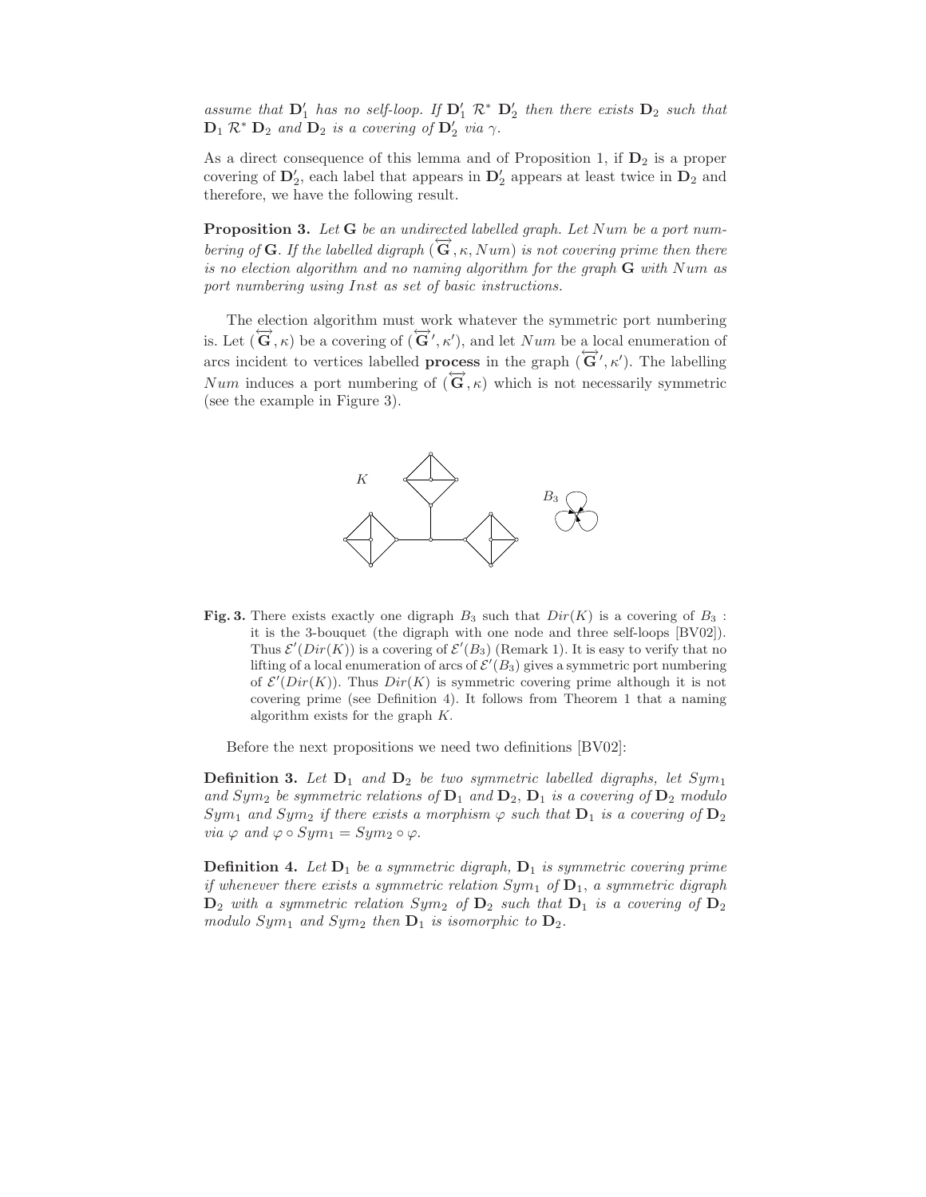*assume that $\mathbf{D}'_1$ has no self-loop. If $\mathbf{D}'_1 \ \mathcal{R}^* \ \mathbf{D}'_2$ then there exists $\mathbf{D}_2$ such that $\mathbf{D}_1 \ \mathcal{R}^* \ \mathbf{D}_2$ and $\mathbf{D}_2$ is a covering of $\mathbf{D}'_2$ via $\gamma$.*

As a direct consequence of this lemma and of Proposition 1, if $\mathbf{D}_2$ is a proper covering of $\mathbf{D}'_2$, each label that appears in $\mathbf{D}'_2$ appears at least twice in $\mathbf{D}_2$ and therefore, we have the following result.

**Proposition 3.** *Let $\mathbf{G}$ be an undirected labelled graph. Let $Num$ be a port numbering of $\mathbf{G}$. If the labelled digraph $(\overleftrightarrow{\mathbf{G}}, \kappa, Num)$ is not covering prime then there is no election algorithm and no naming algorithm for the graph $\mathbf{G}$ with $Num$ as port numbering using $Inst$ as set of basic instructions.*

The election algorithm must work whatever the symmetric port numbering is. Let $(\overleftrightarrow{\mathbf{G}}, \kappa)$ be a covering of $(\overleftrightarrow{\mathbf{G}}', \kappa')$, and let $Num$ be a local enumeration of arcs incident to vertices labelled **process** in the graph $(\overleftrightarrow{\mathbf{G}}', \kappa')$. The labelling $Num$ induces a port numbering of $(\overleftrightarrow{\mathbf{G}}, \kappa)$ which is not necessarily symmetric (see the example in Figure 3).

**Fig. 3.** There exists exactly one digraph $B_3$ such that $Dir(K)$ is a covering of $B_3$ : it is the 3-bouquet (the digraph with one node and three self-loops [BV02]). Thus $\mathcal{E}'(Dir(K))$ is a covering of $\mathcal{E}'(B_3)$ (Remark 1). It is easy to verify that no lifting of a local enumeration of arcs of $\mathcal{E}'(B_3)$ gives a symmetric port numbering of $\mathcal{E}'(Dir(K))$. Thus $Dir(K)$ is symmetric covering prime although it is not covering prime (see Definition 4). It follows from Theorem 1 that a naming algorithm exists for the graph $K$.

Before the next propositions we need two definitions [BV02]:

**Definition 3.** *Let $\mathbf{D}_1$ and $\mathbf{D}_2$ be two symmetric labelled digraphs, let $Sym_1$ and $Sym_2$ be symmetric relations of $\mathbf{D}_1$ and $\mathbf{D}_2$, $\mathbf{D}_1$ is a covering of $\mathbf{D}_2$ modulo $Sym_1$ and $Sym_2$ if there exists a morphism $\varphi$ such that $\mathbf{D}_1$ is a covering of $\mathbf{D}_2$ via $\varphi$ and $\varphi \circ Sym_1 = Sym_2 \circ \varphi$.*

**Definition 4.** *Let $\mathbf{D}_1$ be a symmetric digraph, $\mathbf{D}_1$ is symmetric covering prime if whenever there exists a symmetric relation $Sym_1$ of $\mathbf{D}_1$, a symmetric digraph $\mathbf{D}_2$ with a symmetric relation $Sym_2$ of $\mathbf{D}_2$ such that $\mathbf{D}_1$ is a covering of $\mathbf{D}_2$ modulo $Sym_1$ and $Sym_2$ then $\mathbf{D}_1$ is isomorphic to $\mathbf{D}_2$.*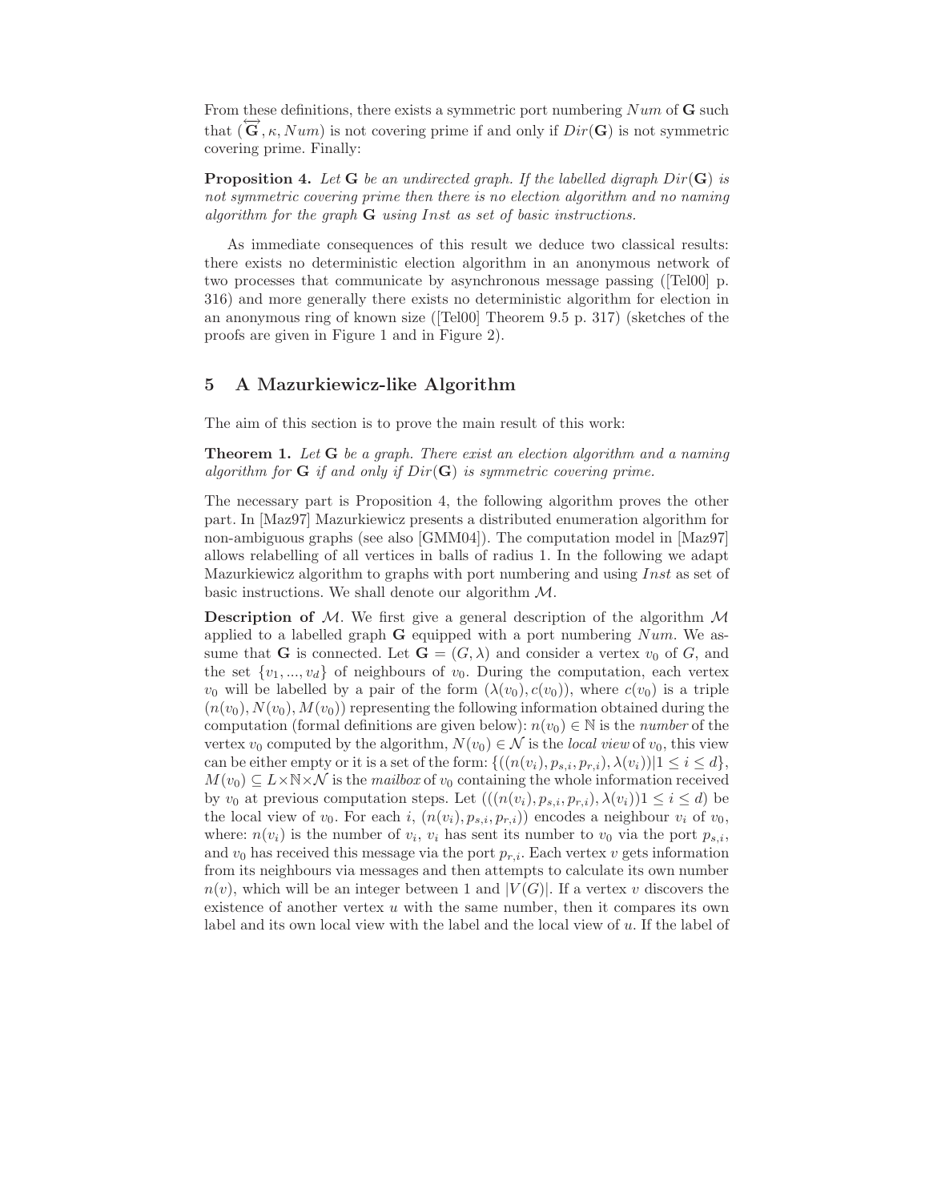From these definitions, there exists a symmetric port numbering $Num$ of $\mathbf{G}$ such that $(\overleftrightarrow{\mathbf{G}}, \kappa, Num)$ is not covering prime if and only if $Dir(\mathbf{G})$ is not symmetric covering prime. Finally:

**Proposition 4.** *Let $\mathbf{G}$ be an undirected graph. If the labelled digraph $Dir(\mathbf{G})$ is not symmetric covering prime then there is no election algorithm and no naming algorithm for the graph $\mathbf{G}$ using $Inst$ as set of basic instructions.*

As immediate consequences of this result we deduce two classical results: there exists no deterministic election algorithm in an anonymous network of two processes that communicate by asynchronous message passing ([Tel00] p. 316) and more generally there exists no deterministic algorithm for election in an anonymous ring of known size ([Tel00] Theorem 9.5 p. 317) (sketches of the proofs are given in Figure 1 and in Figure 2).

## 5 A Mazurkiewicz-like Algorithm

The aim of this section is to prove the main result of this work:

**Theorem 1.** *Let $\mathbf{G}$ be a graph. There exist an election algorithm and a naming algorithm for $\mathbf{G}$ if and only if $Dir(\mathbf{G})$ is symmetric covering prime.*

The necessary part is Proposition 4, the following algorithm proves the other part. In [Maz97] Mazurkiewicz presents a distributed enumeration algorithm for non-ambiguous graphs (see also [GMM04]). The computation model in [Maz97] allows relabelling of all vertices in balls of radius 1. In the following we adapt Mazurkiewicz algorithm to graphs with port numbering and using $Inst$ as set of basic instructions. We shall denote our algorithm $\mathcal{M}$.

**Description of $\mathcal{M}$.** We first give a general description of the algorithm $\mathcal{M}$ applied to a labelled graph $\mathbf{G}$ equipped with a port numbering $Num$. We assume that $\mathbf{G}$ is connected. Let $\mathbf{G} = (G, \lambda)$ and consider a vertex $v_0$ of $G$, and the set $\{v_1, ..., v_d\}$ of neighbours of $v_0$. During the computation, each vertex $v_0$ will be labelled by a pair of the form $(\lambda(v_0), c(v_0))$, where $c(v_0)$ is a triple $(n(v_0), N(v_0), M(v_0))$ representing the following information obtained during the computation (formal definitions are given below): $n(v_0) \in \mathbb{N}$ is the *number* of the vertex $v_0$ computed by the algorithm, $N(v_0) \in \mathcal{N}$ is the *local view* of $v_0$, this view can be either empty or it is a set of the form: $\{((n(v_i), p_{s,i}, p_{r,i}), \lambda(v_i)) | 1 \leq i \leq d\}$, $M(v_0) \subseteq L \times \mathbb{N} \times \mathcal{N}$ is the *mailbox* of $v_0$ containing the whole information received by $v_0$ at previous computation steps. Let $(((n(v_i), p_{s,i}, p_{r,i}), \lambda(v_i)) 1 \leq i \leq d)$ be the local view of $v_0$. For each $i$, $(n(v_i), p_{s,i}, p_{r,i}))$ encodes a neighbour $v_i$ of $v_0$, where: $n(v_i)$ is the number of $v_i$, $v_i$ has sent its number to $v_0$ via the port $p_{s,i}$, and $v_0$ has received this message via the port $p_{r,i}$. Each vertex $v$ gets information from its neighbours via messages and then attempts to calculate its own number $n(v)$, which will be an integer between 1 and $|V(G)|$. If a vertex $v$ discovers the existence of another vertex $u$ with the same number, then it compares its own label and its own local view with the label and the local view of $u$. If the label of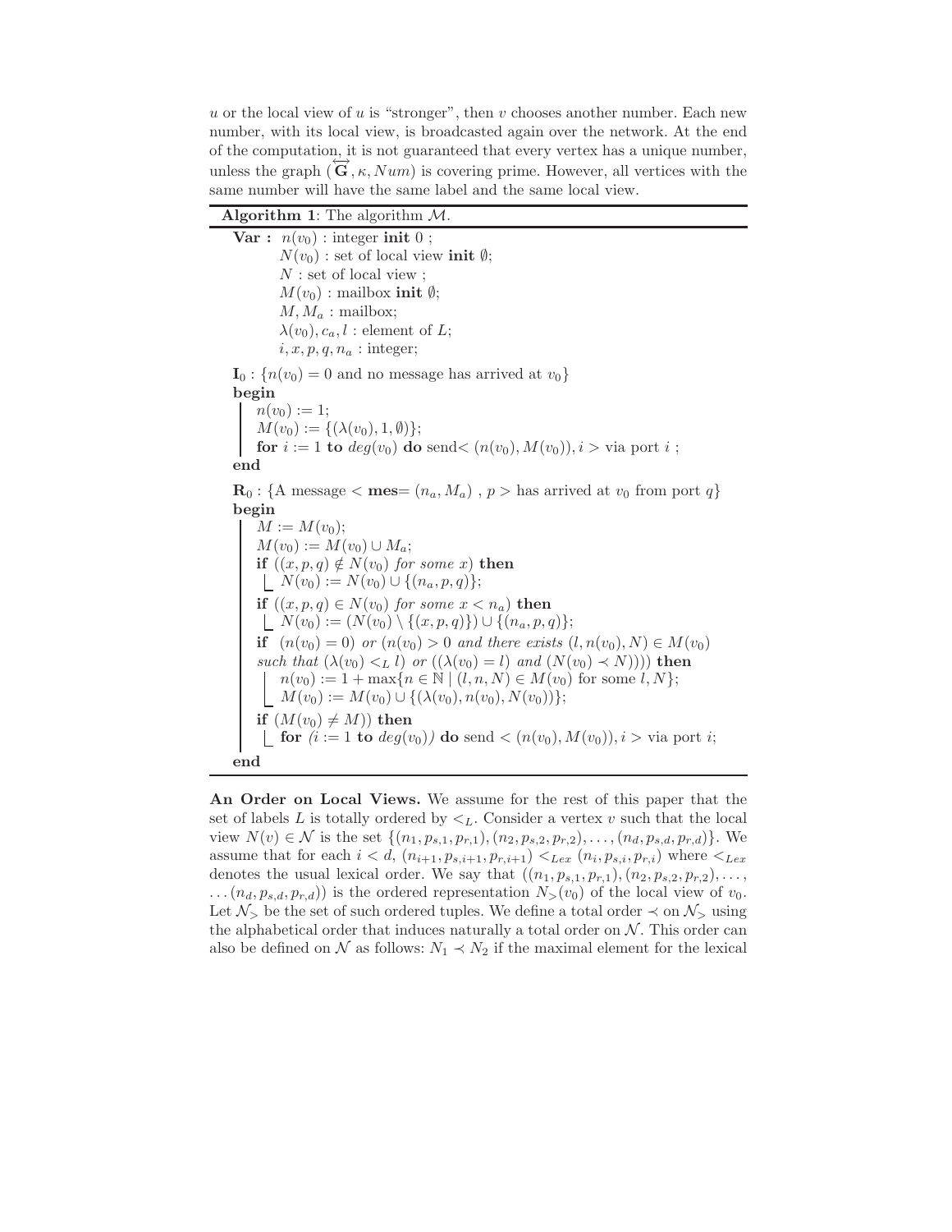$u$ or the local view of $u$ is "stronger", then $v$ chooses another number. Each new number, with its local view, is broadcasted again over the network. At the end of the computation, it is not guaranteed that every vertex has a unique number, unless the graph $(\overleftrightarrow{\mathbf{G}}, \kappa, Num)$ is covering prime. However, all vertices with the same number will have the same label and the same local view.

---

**Algorithm 1**: The algorithm $\mathcal{M}$.

---

**Var :** $n(v_0)$ : integer **init** 0 ;
  $N(v_0)$ : set of local view **init** $\emptyset$;
  $N$ : set of local view ;
  $M(v_0)$ : mailbox **init** $\emptyset$;
  $M, M_a$ : mailbox;
  $\lambda(v_0), c_a, l$ : element of $L$;
  $i, x, p, q, n_a$ : integer;

$\mathbf{I}_0$ : $\{n(v_0) = 0$ and no message has arrived at $v_0\}$
**begin**
  $n(v_0) := 1$;
  $M(v_0) := \{(\lambda(v_0), 1, \emptyset)\}$;
  **for** $i := 1$ **to** $deg(v_0)$ **do** send$< (n(v_0), M(v_0)), i >$ via port $i$ ;
**end**

$\mathbf{R}_0$ : {A message $<$ **mes**$= (n_a, M_a)$ , $p >$ has arrived at $v_0$ from port $q$}
**begin**
  $M := M(v_0)$;
  $M(v_0) := M(v_0) \cup M_a$;
  **if** $((x, p, q) \notin N(v_0)$ *for some* $x)$ **then**
    $N(v_0) := N(v_0) \cup \{(n_a, p, q)\}$;
  **if** $((x, p, q) \in N(v_0)$ *for some* $x < n_a)$ **then**
    $N(v_0) := (N(v_0) \setminus \{(x, p, q)\}) \cup \{(n_a, p, q)\}$;
  **if** $(n(v_0) = 0)$ *or* $(n(v_0) > 0$ *and there exists* $(l, n(v_0), N) \in M(v_0)$ *such that* $(\lambda(v_0) <_L l)$ *or* $((\lambda(v_0) = l)$ *and* $(N(v_0) \prec N))))$ **then**
    $n(v_0) := 1 + \max\{n \in \mathbb{N} \mid (l, n, N) \in M(v_0)$ for some $l, N\}$;
    $M(v_0) := M(v_0) \cup \{(\lambda(v_0), n(v_0), N(v_0))\}$;
  **if** $(M(v_0) \neq M))$ **then**
    **for** $(i := 1$ **to** $deg(v_0))$ **do** send $< (n(v_0), M(v_0)), i >$ via port $i$;
**end**

---

**An Order on Local Views.** We assume for the rest of this paper that the set of labels $L$ is totally ordered by $<_L$. Consider a vertex $v$ such that the local view $N(v) \in \mathcal{N}$ is the set $\{(n_1, p_{s,1}, p_{r,1}), (n_2, p_{s,2}, p_{r,2}), \ldots, (n_d, p_{s,d}, p_{r,d})\}$. We assume that for each $i < d$, $(n_{i+1}, p_{s,i+1}, p_{r,i+1}) <_{Lex} (n_i, p_{s,i}, p_{r,i})$ where $<_{Lex}$ denotes the usual lexical order. We say that $((n_1, p_{s,1}, p_{r,1}), (n_2, p_{s,2}, p_{r,2}), \ldots, \ldots (n_d, p_{s,d}, p_{r,d}))$ is the ordered representation $N_>(v_0)$ of the local view of $v_0$. Let $\mathcal{N}_>$ be the set of such ordered tuples. We define a total order $\prec$ on $\mathcal{N}_>$ using the alphabetical order that induces naturally a total order on $\mathcal{N}$. This order can also be defined on $\mathcal{N}$ as follows: $N_1 \prec N_2$ if the maximal element for the lexical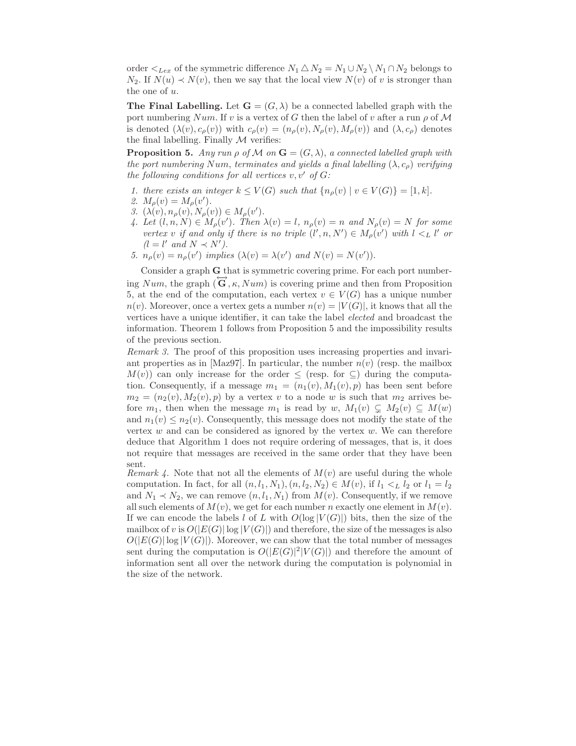order $<_{Lex}$ of the symmetric difference $N_1 \triangle N_2 = N_1 \cup N_2 \setminus N_1 \cap N_2$ belongs to $N_2$. If $N(u) \prec N(v)$, then we say that the local view $N(v)$ of $v$ is stronger than the one of $u$.

**The Final Labelling.** Let $\mathbf{G} = (G, \lambda)$ be a connected labelled graph with the port numbering $Num$. If $v$ is a vertex of $G$ then the label of $v$ after a run $\rho$ of $\mathcal{M}$ is denoted $(\lambda(v), c_\rho(v))$ with $c_\rho(v) = (n_\rho(v), N_\rho(v), M_\rho(v))$ and $(\lambda, c_\rho)$ denotes the final labelling. Finally $\mathcal{M}$ verifies:

**Proposition 5.** *Any run $\rho$ of $\mathcal{M}$ on $\mathbf{G} = (G, \lambda)$, a connected labelled graph with the port numbering $Num$, terminates and yields a final labelling $(\lambda, c_\rho)$ verifying the following conditions for all vertices $v, v'$ of $G$:*

1. *there exists an integer $k \leq V(G)$ such that $\{n_\rho(v) \mid v \in V(G)\} = [1, k]$.*
2. *$M_\rho(v) = M_\rho(v')$.*
3. *$(\lambda(v), n_\rho(v), N_\rho(v)) \in M_\rho(v')$.*
4. *Let $(l, n, N) \in M_\rho(v')$. Then $\lambda(v) = l$, $n_\rho(v) = n$ and $N_\rho(v) = N$ for some vertex $v$ if and only if there is no triple $(l', n, N') \in M_\rho(v')$ with $l <_L l'$ or $(l = l'$ and $N \prec N')$.*
5. *$n_\rho(v) = n_\rho(v')$ implies $(\lambda(v) = \lambda(v')$ and $N(v) = N(v'))$.*

Consider a graph $\mathbf{G}$ that is symmetric covering prime. For each port numbering $Num$, the graph $(\overleftrightarrow{\mathbf{G}}, \kappa, Num)$ is covering prime and then from Proposition 5, at the end of the computation, each vertex $v \in V(G)$ has a unique number $n(v)$. Moreover, once a vertex gets a number $n(v) = |V(G)|$, it knows that all the vertices have a unique identifier, it can take the label *elected* and broadcast the information. Theorem 1 follows from Proposition 5 and the impossibility results of the previous section.

*Remark 3.* The proof of this proposition uses increasing properties and invariant properties as in [Maz97]. In particular, the number $n(v)$ (resp. the mailbox $M(v)$) can only increase for the order $\leq$ (resp. for $\subseteq$) during the computation. Consequently, if a message $m_1 = (n_1(v), M_1(v), p)$ has been sent before $m_2 = (n_2(v), M_2(v), p)$ by a vertex $v$ to a node $w$ is such that $m_2$ arrives before $m_1$, then when the message $m_1$ is read by $w$, $M_1(v) \subsetneq M_2(v) \subseteq M(w)$ and $n_1(v) \leq n_2(v)$. Consequently, this message does not modify the state of the vertex $w$ and can be considered as ignored by the vertex $w$. We can therefore deduce that Algorithm 1 does not require ordering of messages, that is, it does not require that messages are received in the same order that they have been sent.

*Remark 4.* Note that not all the elements of $M(v)$ are useful during the whole computation. In fact, for all $(n, l_1, N_1), (n, l_2, N_2) \in M(v)$, if $l_1 <_L l_2$ or $l_1 = l_2$ and $N_1 \prec N_2$, we can remove $(n, l_1, N_1)$ from $M(v)$. Consequently, if we remove all such elements of $M(v)$, we get for each number $n$ exactly one element in $M(v)$. If we can encode the labels $l$ of $L$ with $O(\log |V(G)|)$ bits, then the size of the mailbox of $v$ is $O(|E(G)| \log |V(G)|)$ and therefore, the size of the messages is also $O(|E(G)| \log |V(G)|)$. Moreover, we can show that the total number of messages sent during the computation is $O(|E(G)|^2 |V(G)|)$ and therefore the amount of information sent all over the network during the computation is polynomial in the size of the network.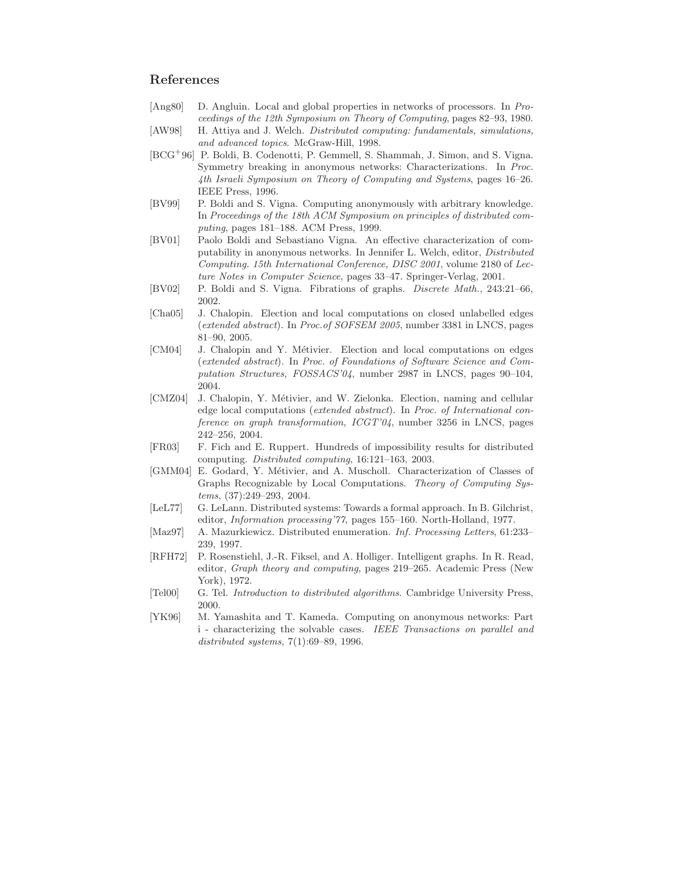## References

[Ang80] D. Angluin. Local and global properties in networks of processors. In *Proceedings of the 12th Symposium on Theory of Computing*, pages 82–93, 1980.

[AW98] H. Attiya and J. Welch. *Distributed computing: fundamentals, simulations, and advanced topics*. McGraw-Hill, 1998.

[BCG+96] P. Boldi, B. Codenotti, P. Gemmell, S. Shammah, J. Simon, and S. Vigna. Symmetry breaking in anonymous networks: Characterizations. In *Proc. 4th Israeli Symposium on Theory of Computing and Systems*, pages 16–26. IEEE Press, 1996.

[BV99] P. Boldi and S. Vigna. Computing anonymously with arbitrary knowledge. In *Proceedings of the 18th ACM Symposium on principles of distributed computing*, pages 181–188. ACM Press, 1999.

[BV01] Paolo Boldi and Sebastiano Vigna. An effective characterization of computability in anonymous networks. In Jennifer L. Welch, editor, *Distributed Computing. 15th International Conference, DISC 2001*, volume 2180 of *Lecture Notes in Computer Science*, pages 33–47. Springer-Verlag, 2001.

[BV02] P. Boldi and S. Vigna. Fibrations of graphs. *Discrete Math.*, 243:21–66, 2002.

[Cha05] J. Chalopin. Election and local computations on closed unlabelled edges (*extended abstract*). In *Proc.of SOFSEM 2005*, number 3381 in LNCS, pages 81–90, 2005.

[CM04] J. Chalopin and Y. Métivier. Election and local computations on edges (*extended abstract*). In *Proc. of Foundations of Software Science and Computation Structures, FOSSACS'04*, number 2987 in LNCS, pages 90–104, 2004.

[CMZ04] J. Chalopin, Y. Métivier, and W. Zielonka. Election, naming and cellular edge local computations (*extended abstract*). In *Proc. of International conference on graph transformation, ICGT'04*, number 3256 in LNCS, pages 242–256, 2004.

[FR03] F. Fich and E. Ruppert. Hundreds of impossibility results for distributed computing. *Distributed computing*, 16:121–163, 2003.

[GMM04] E. Godard, Y. Métivier, and A. Muscholl. Characterization of Classes of Graphs Recognizable by Local Computations. *Theory of Computing Systems*, (37):249–293, 2004.

[LeL77] G. LeLann. Distributed systems: Towards a formal approach. In B. Gilchrist, editor, *Information processing'77*, pages 155–160. North-Holland, 1977.

[Maz97] A. Mazurkiewicz. Distributed enumeration. *Inf. Processing Letters*, 61:233–239, 1997.

[RFH72] P. Rosenstiehl, J.-R. Fiksel, and A. Holliger. Intelligent graphs. In R. Read, editor, *Graph theory and computing*, pages 219–265. Academic Press (New York), 1972.

[Tel00] G. Tel. *Introduction to distributed algorithms*. Cambridge University Press, 2000.

[YK96] M. Yamashita and T. Kameda. Computing on anonymous networks: Part i - characterizing the solvable cases. *IEEE Transactions on parallel and distributed systems*, 7(1):69–89, 1996.